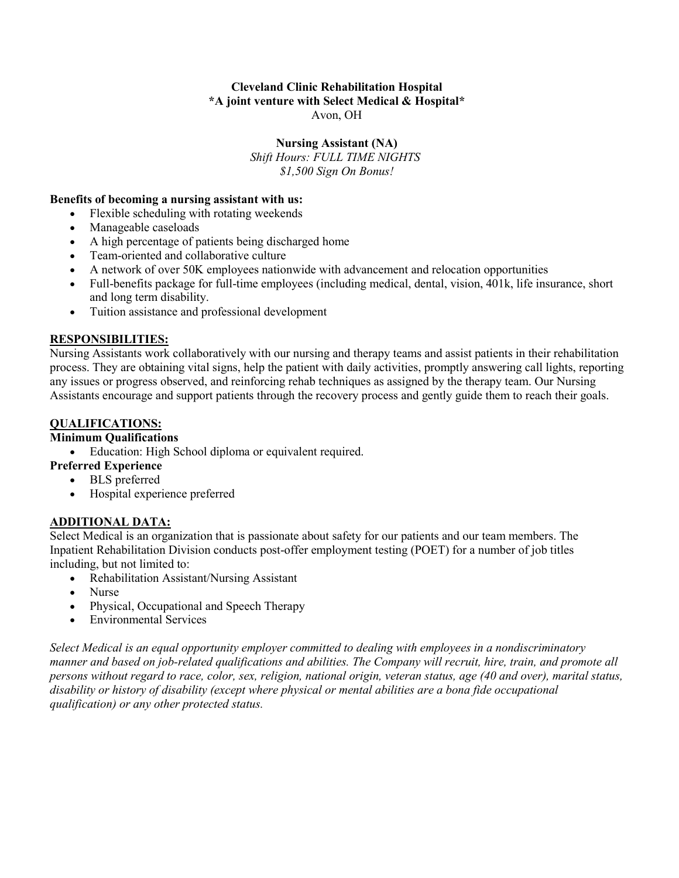**Cleveland Clinic Rehabilitation Hospital**
**\*A joint venture with Select Medical & Hospital\***
Avon, OH

**Nursing Assistant (NA)**
*Shift Hours: FULL TIME NIGHTS*
*$1,500 Sign On Bonus!*

**Benefits of becoming a nursing assistant with us:**

- Flexible scheduling with rotating weekends
- Manageable caseloads
- A high percentage of patients being discharged home
- Team-oriented and collaborative culture
- A network of over 50K employees nationwide with advancement and relocation opportunities
- Full-benefits package for full-time employees (including medical, dental, vision, 401k, life insurance, short and long term disability.
- Tuition assistance and professional development

## RESPONSIBILITIES:

Nursing Assistants work collaboratively with our nursing and therapy teams and assist patients in their rehabilitation process. They are obtaining vital signs, help the patient with daily activities, promptly answering call lights, reporting any issues or progress observed, and reinforcing rehab techniques as assigned by the therapy team. Our Nursing Assistants encourage and support patients through the recovery process and gently guide them to reach their goals.

## QUALIFICATIONS:

**Minimum Qualifications**

- Education: High School diploma or equivalent required.

**Preferred Experience**

- BLS preferred
- Hospital experience preferred

## ADDITIONAL DATA:

Select Medical is an organization that is passionate about safety for our patients and our team members. The Inpatient Rehabilitation Division conducts post-offer employment testing (POET) for a number of job titles including, but not limited to:

- Rehabilitation Assistant/Nursing Assistant
- Nurse
- Physical, Occupational and Speech Therapy
- Environmental Services

*Select Medical is an equal opportunity employer committed to dealing with employees in a nondiscriminatory manner and based on job-related qualifications and abilities. The Company will recruit, hire, train, and promote all persons without regard to race, color, sex, religion, national origin, veteran status, age (40 and over), marital status, disability or history of disability (except where physical or mental abilities are a bona fide occupational qualification) or any other protected status.*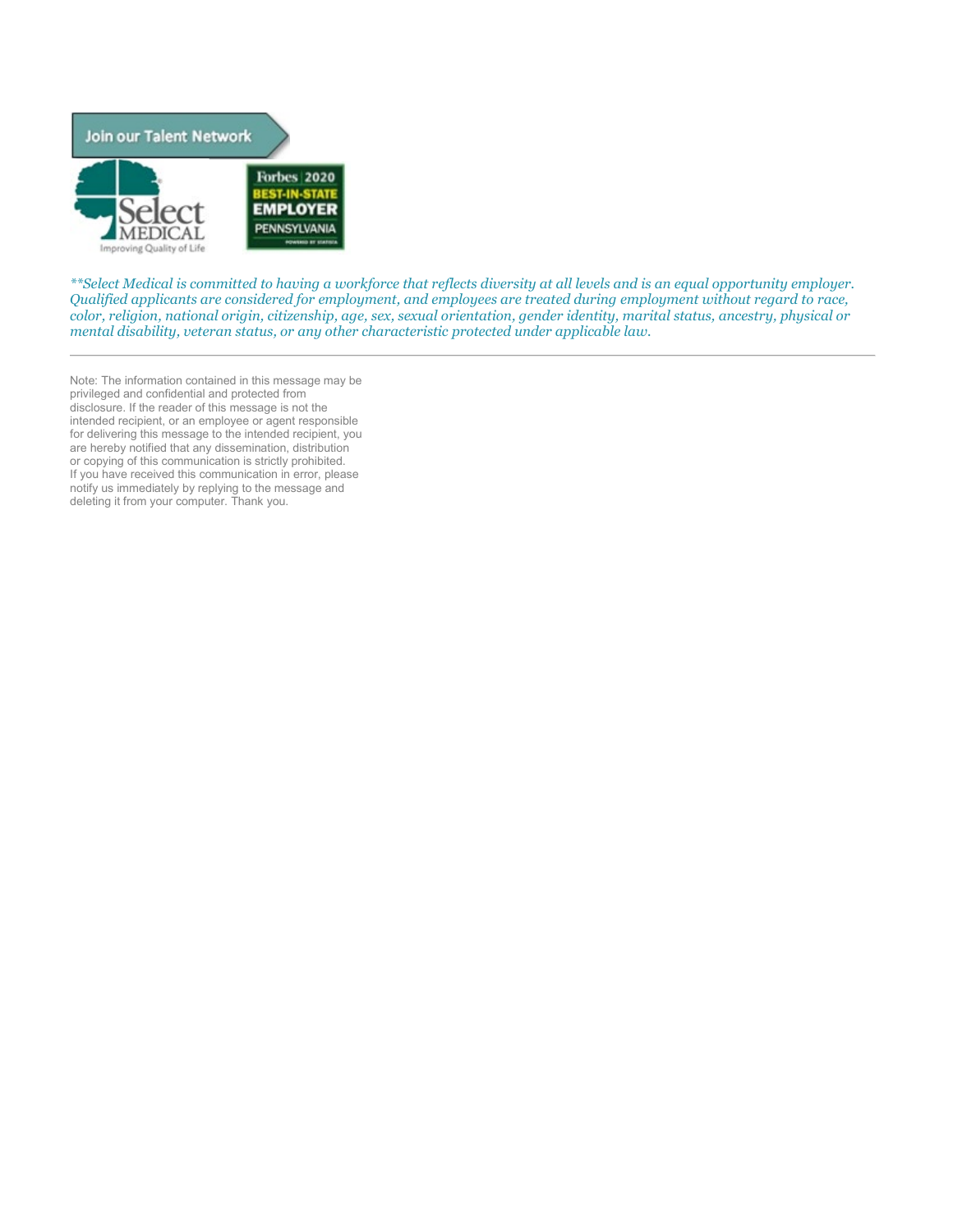Join our Talent Network

Select MEDICAL

Improving Quality of Life

Forbes 2020 BEST-IN-STATE EMPLOYER PENNSYLVANIA

*\*\*Select Medical is committed to having a workforce that reflects diversity at all levels and is an equal opportunity employer. Qualified applicants are considered for employment, and employees are treated during employment without regard to race, color, religion, national origin, citizenship, age, sex, sexual orientation, gender identity, marital status, ancestry, physical or mental disability, veteran status, or any other characteristic protected under applicable law.*

---

Note: The information contained in this message may be privileged and confidential and protected from disclosure. If the reader of this message is not the intended recipient, or an employee or agent responsible for delivering this message to the intended recipient, you are hereby notified that any dissemination, distribution or copying of this communication is strictly prohibited. If you have received this communication in error, please notify us immediately by replying to the message and deleting it from your computer. Thank you.